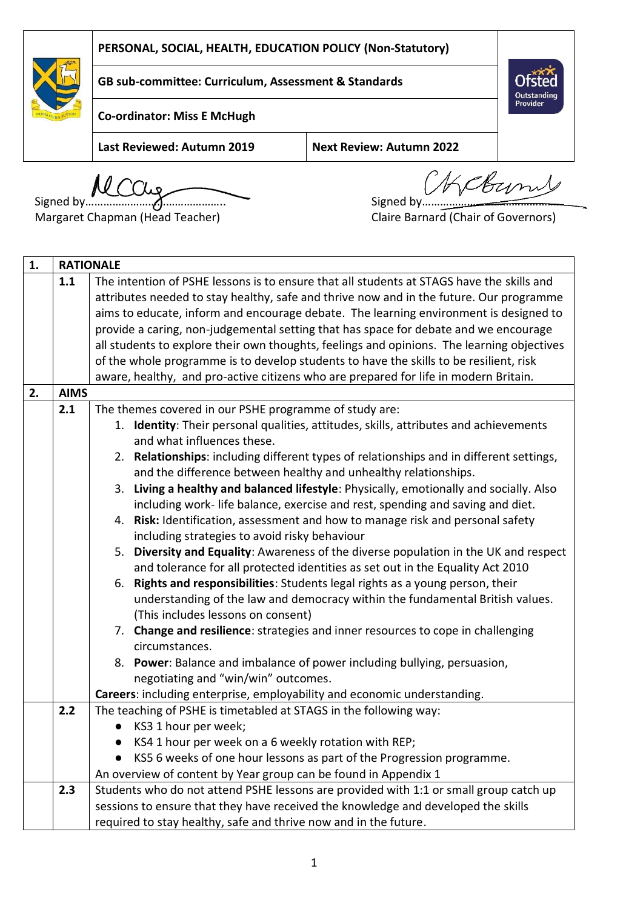| PERSONAL, SOCIAL, HEALTH, EDUCATION POLICY (Non-Statutory) | |
| --- | --- |
| GB sub-committee: Curriculum, Assessment & Standards | |
| Co-ordinator: Miss E McHugh | |
| Last Reviewed: Autumn 2019 | Next Review: Autumn 2022 |

Signed by…………………………………….. Margaret Chapman (Head Teacher)

Signed by…………………………………….. Claire Barnard (Chair of Governors)

**1. RATIONALE**

**1.1** The intention of PSHE lessons is to ensure that all students at STAGS have the skills and attributes needed to stay healthy, safe and thrive now and in the future. Our programme aims to educate, inform and encourage debate. The learning environment is designed to provide a caring, non-judgemental setting that has space for debate and we encourage all students to explore their own thoughts, feelings and opinions. The learning objectives of the whole programme is to develop students to have the skills to be resilient, risk aware, healthy, and pro-active citizens who are prepared for life in modern Britain.

**2. AIMS**

**2.1** The themes covered in our PSHE programme of study are:

1. **Identity**: Their personal qualities, attitudes, skills, attributes and achievements and what influences these.
2. **Relationships**: including different types of relationships and in different settings, and the difference between healthy and unhealthy relationships.
3. **Living a healthy and balanced lifestyle**: Physically, emotionally and socially. Also including work- life balance, exercise and rest, spending and saving and diet.
4. **Risk:** Identification, assessment and how to manage risk and personal safety including strategies to avoid risky behaviour
5. **Diversity and Equality**: Awareness of the diverse population in the UK and respect and tolerance for all protected identities as set out in the Equality Act 2010
6. **Rights and responsibilities**: Students legal rights as a young person, their understanding of the law and democracy within the fundamental British values. (This includes lessons on consent)
7. **Change and resilience**: strategies and inner resources to cope in challenging circumstances.
8. **Power**: Balance and imbalance of power including bullying, persuasion, negotiating and "win/win" outcomes.

**Careers**: including enterprise, employability and economic understanding.

**2.2** The teaching of PSHE is timetabled at STAGS in the following way:

- KS3 1 hour per week;
- KS4 1 hour per week on a 6 weekly rotation with REP;
- KS5 6 weeks of one hour lessons as part of the Progression programme.

An overview of content by Year group can be found in Appendix 1

**2.3** Students who do not attend PSHE lessons are provided with 1:1 or small group catch up sessions to ensure that they have received the knowledge and developed the skills required to stay healthy, safe and thrive now and in the future.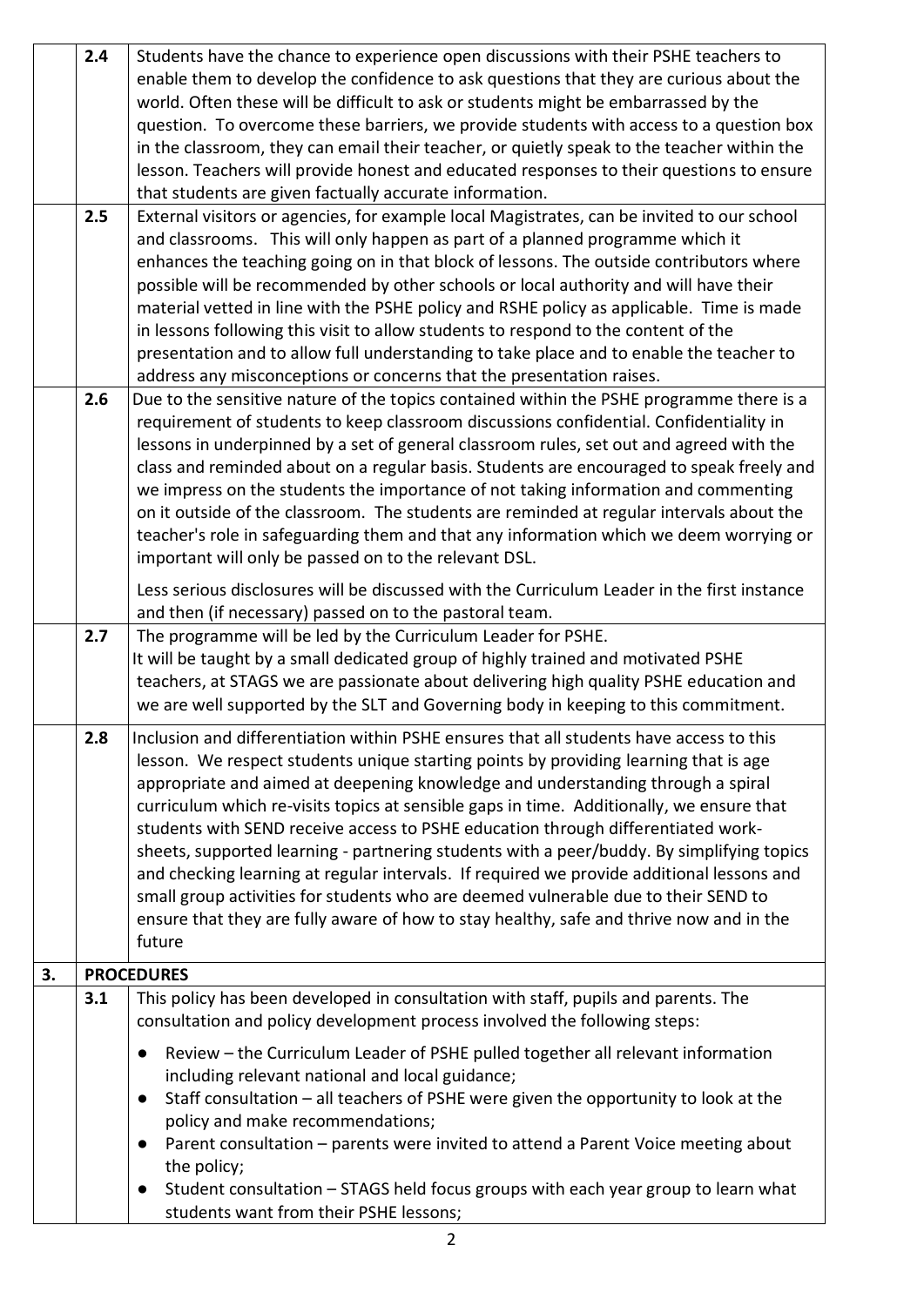| | | |
|---|---|---|
| | 2.4 | Students have the chance to experience open discussions with their PSHE teachers to enable them to develop the confidence to ask questions that they are curious about the world. Often these will be difficult to ask or students might be embarrassed by the question. To overcome these barriers, we provide students with access to a question box in the classroom, they can email their teacher, or quietly speak to the teacher within the lesson. Teachers will provide honest and educated responses to their questions to ensure that students are given factually accurate information. |
| | 2.5 | External visitors or agencies, for example local Magistrates, can be invited to our school and classrooms. This will only happen as part of a planned programme which it enhances the teaching going on in that block of lessons. The outside contributors where possible will be recommended by other schools or local authority and will have their material vetted in line with the PSHE policy and RSHE policy as applicable. Time is made in lessons following this visit to allow students to respond to the content of the presentation and to allow full understanding to take place and to enable the teacher to address any misconceptions or concerns that the presentation raises. |
| | 2.6 | Due to the sensitive nature of the topics contained within the PSHE programme there is a requirement of students to keep classroom discussions confidential. Confidentiality in lessons in underpinned by a set of general classroom rules, set out and agreed with the class and reminded about on a regular basis. Students are encouraged to speak freely and we impress on the students the importance of not taking information and commenting on it outside of the classroom. The students are reminded at regular intervals about the teacher's role in safeguarding them and that any information which we deem worrying or important will only be passed on to the relevant DSL.<br><br>Less serious disclosures will be discussed with the Curriculum Leader in the first instance and then (if necessary) passed on to the pastoral team. |
| | 2.7 | The programme will be led by the Curriculum Leader for PSHE.<br>It will be taught by a small dedicated group of highly trained and motivated PSHE teachers, at STAGS we are passionate about delivering high quality PSHE education and we are well supported by the SLT and Governing body in keeping to this commitment. |
| | 2.8 | Inclusion and differentiation within PSHE ensures that all students have access to this lesson. We respect students unique starting points by providing learning that is age appropriate and aimed at deepening knowledge and understanding through a spiral curriculum which re-visits topics at sensible gaps in time. Additionally, we ensure that students with SEND receive access to PSHE education through differentiated work-sheets, supported learning - partnering students with a peer/buddy. By simplifying topics and checking learning at regular intervals. If required we provide additional lessons and small group activities for students who are deemed vulnerable due to their SEND to ensure that they are fully aware of how to stay healthy, safe and thrive now and in the future |
| 3. | **PROCEDURES** | |
| | 3.1 | This policy has been developed in consultation with staff, pupils and parents. The consultation and policy development process involved the following steps:<br><br>● Review – the Curriculum Leader of PSHE pulled together all relevant information including relevant national and local guidance;<br>● Staff consultation – all teachers of PSHE were given the opportunity to look at the policy and make recommendations;<br>● Parent consultation – parents were invited to attend a Parent Voice meeting about the policy;<br>● Student consultation – STAGS held focus groups with each year group to learn what students want from their PSHE lessons; |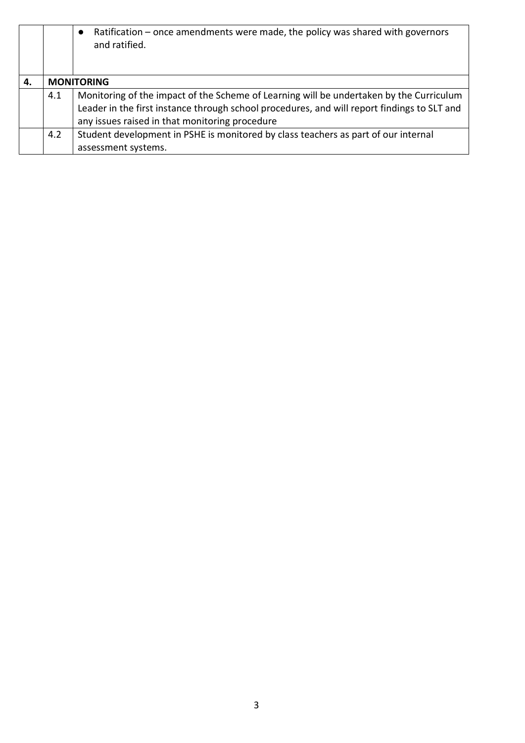| | | |
|---|---|---|
| | | • Ratification – once amendments were made, the policy was shared with governors and ratified. |
| **4.** | **MONITORING** | |
| | 4.1 | Monitoring of the impact of the Scheme of Learning will be undertaken by the Curriculum Leader in the first instance through school procedures, and will report findings to SLT and any issues raised in that monitoring procedure |
| | 4.2 | Student development in PSHE is monitored by class teachers as part of our internal assessment systems. |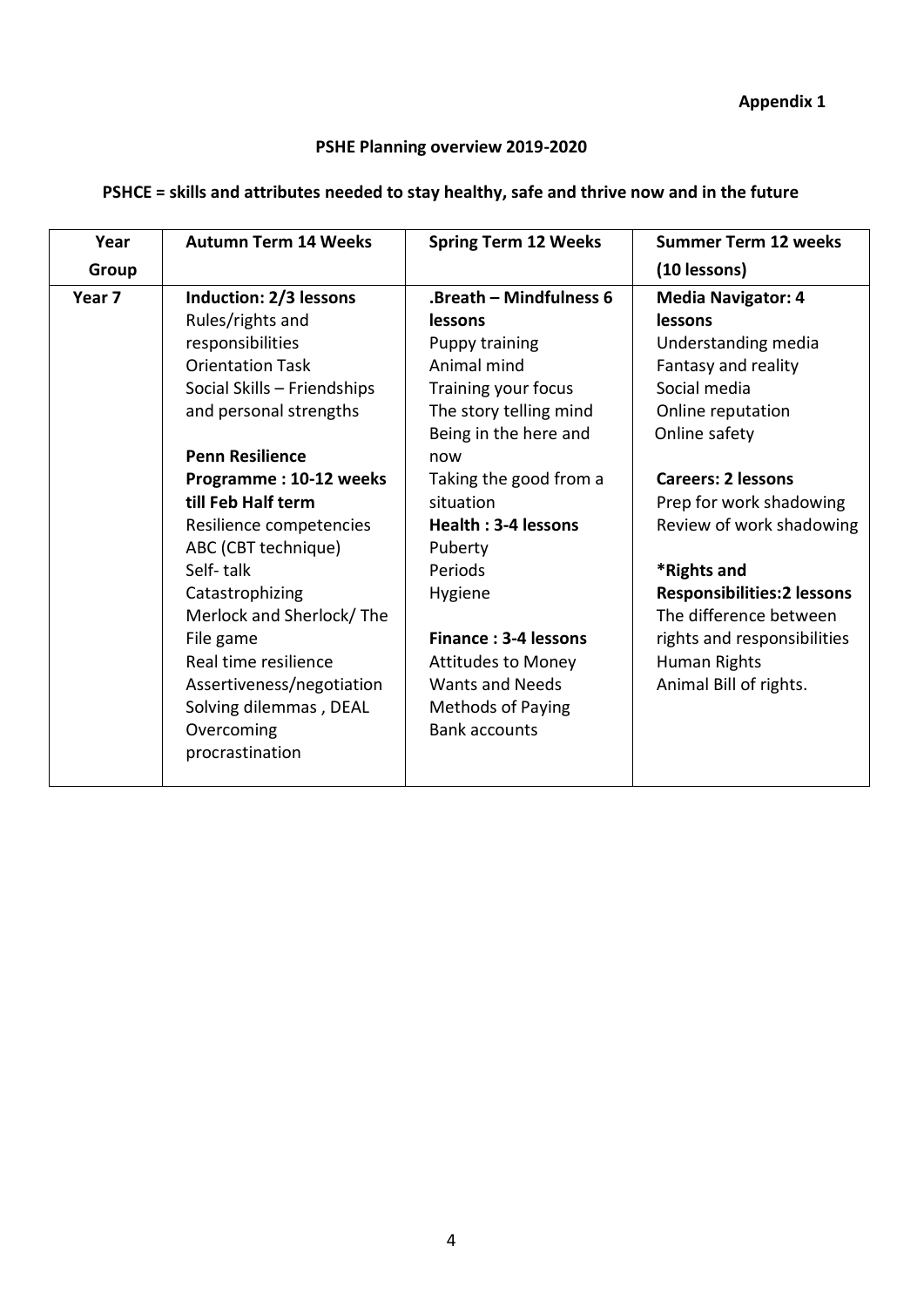**Appendix 1**

**PSHE Planning overview 2019-2020**

**PSHCE = skills and attributes needed to stay healthy, safe and thrive now and in the future**

| Year Group | Autumn Term 14 Weeks | Spring Term 12 Weeks | Summer Term 12 weeks (10 lessons) |
|---|---|---|---|
| Year 7 | **Induction: 2/3 lessons**<br>Rules/rights and responsibilities<br>Orientation Task<br>Social Skills – Friendships and personal strengths<br><br>**Penn Resilience Programme : 10-12 weeks till Feb Half term**<br>Resilience competencies<br>ABC (CBT technique)<br>Self- talk<br>Catastrophizing<br>Merlock and Sherlock/ The File game<br>Real time resilience<br>Assertiveness/negotiation<br>Solving dilemmas , DEAL<br>Overcoming procrastination | **.Breath – Mindfulness 6 lessons**<br>Puppy training<br>Animal mind<br>Training your focus<br>The story telling mind<br>Being in the here and now<br>Taking the good from a situation<br>**Health : 3-4 lessons**<br>Puberty<br>Periods<br>Hygiene<br><br>**Finance : 3-4 lessons**<br>Attitudes to Money<br>Wants and Needs<br>Methods of Paying<br>Bank accounts | **Media Navigator: 4 lessons**<br>Understanding media<br>Fantasy and reality<br>Social media<br>Online reputation<br>Online safety<br><br>**Careers: 2 lessons**<br>Prep for work shadowing<br>Review of work shadowing<br><br>**\*Rights and Responsibilities:2 lessons**<br>The difference between rights and responsibilities<br>Human Rights<br>Animal Bill of rights. |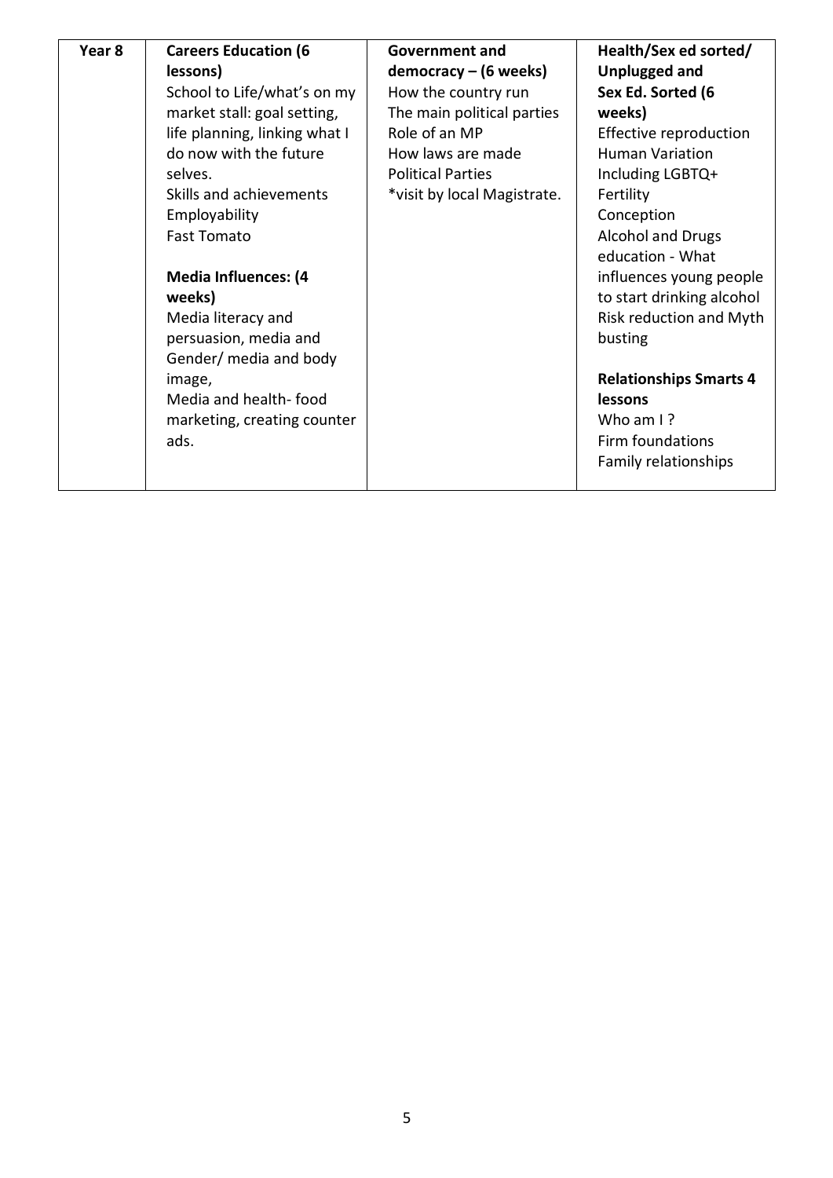| Year 8 | **Careers Education (6 lessons)**<br>School to Life/what's on my market stall: goal setting, life planning, linking what I do now with the future selves.<br>Skills and achievements<br>Employability<br>Fast Tomato<br><br>**Media Influences: (4 weeks)**<br>Media literacy and persuasion, media and Gender/ media and body image,<br>Media and health- food marketing, creating counter ads. | **Government and democracy – (6 weeks)**<br>How the country run<br>The main political parties<br>Role of an MP<br>How laws are made<br>Political Parties<br>*visit by local Magistrate. | **Health/Sex ed sorted/ Unplugged and Sex Ed. Sorted (6 weeks)**<br>Effective reproduction<br>Human Variation<br>Including LGBTQ+<br>Fertility<br>Conception<br>Alcohol and Drugs education - What influences young people to start drinking alcohol<br>Risk reduction and Myth busting<br><br>**Relationships Smarts 4 lessons**<br>Who am I ?<br>Firm foundations<br>Family relationships |
|---|---|---|---|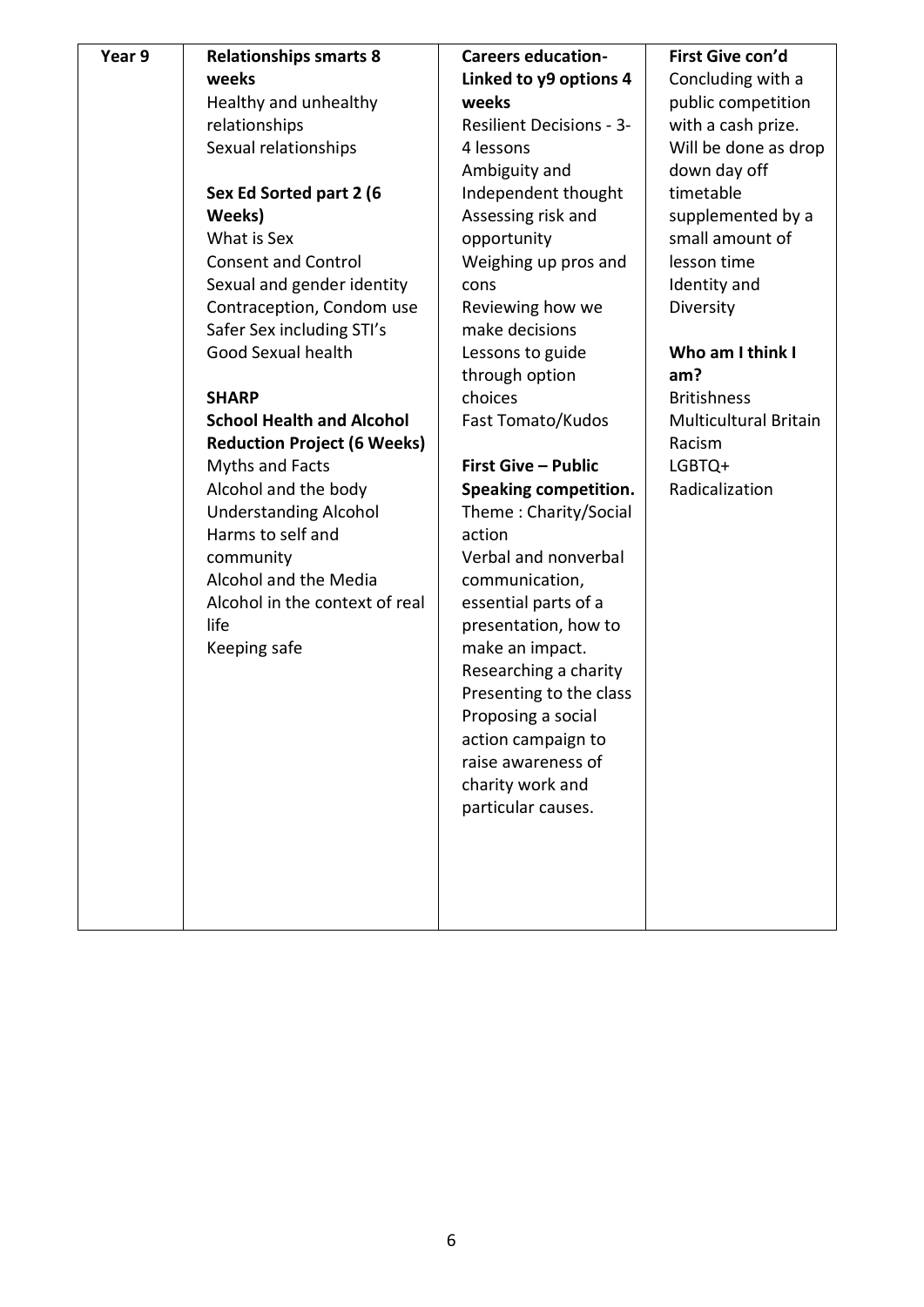| Year 9 | **Relationships smarts 8 weeks**<br>Healthy and unhealthy relationships<br>Sexual relationships<br><br>**Sex Ed Sorted part 2 (6 Weeks)**<br>What is Sex<br>Consent and Control<br>Sexual and gender identity<br>Contraception, Condom use<br>Safer Sex including STI's<br>Good Sexual health<br><br>**SHARP**<br>**School Health and Alcohol Reduction Project (6 Weeks)**<br>Myths and Facts<br>Alcohol and the body<br>Understanding Alcohol<br>Harms to self and community<br>Alcohol and the Media<br>Alcohol in the context of real life<br>Keeping safe | **Careers education- Linked to y9 options 4 weeks**<br>Resilient Decisions - 3-4 lessons<br>Ambiguity and Independent thought<br>Assessing risk and opportunity<br>Weighing up pros and cons<br>Reviewing how we make decisions<br>Lessons to guide through option choices<br>Fast Tomato/Kudos<br><br>**First Give – Public Speaking competition.**<br>Theme : Charity/Social action<br>Verbal and nonverbal communication, essential parts of a presentation, how to make an impact.<br>Researching a charity<br>Presenting to the class<br>Proposing a social action campaign to raise awareness of charity work and particular causes. | **First Give con'd**<br>Concluding with a public competition with a cash prize. Will be done as drop down day off timetable supplemented by a small amount of lesson time<br>Identity and Diversity<br><br>**Who am I think I am?**<br>Britishness<br>Multicultural Britain<br>Racism<br>LGBTQ+<br>Radicalization |
|---|---|---|---|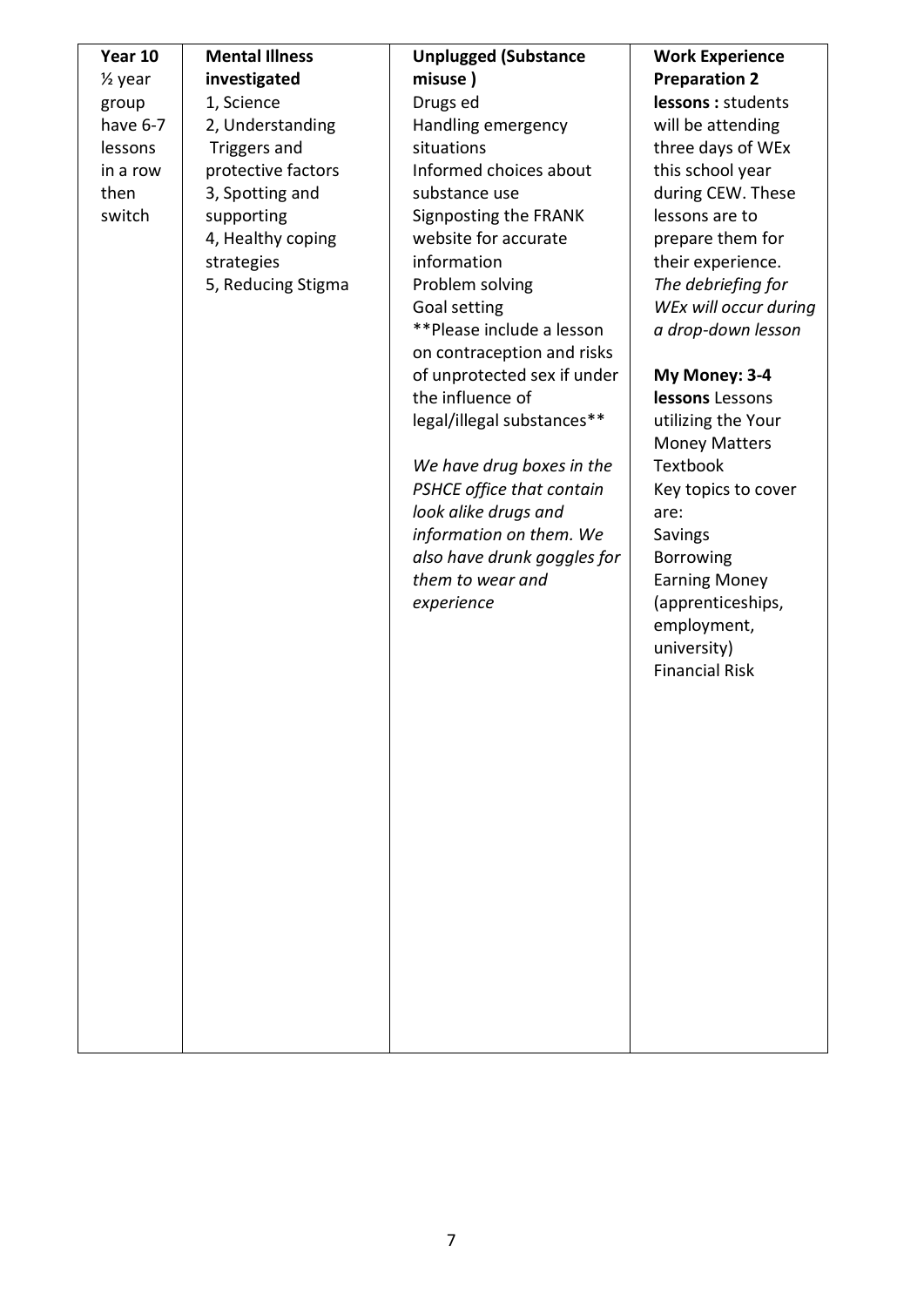| Year 10<br>½ year group have 6-7 lessons in a row then switch | **Mental Illness investigated**<br>1, Science<br>2, Understanding Triggers and protective factors<br>3, Spotting and supporting<br>4, Healthy coping strategies<br>5, Reducing Stigma | **Unplugged (Substance misuse )**<br>Drugs ed<br>Handling emergency situations<br>Informed choices about substance use<br>Signposting the FRANK website for accurate information<br>Problem solving<br>Goal setting<br>**Please include a lesson on contraception and risks of unprotected sex if under the influence of legal/illegal substances**<br><br>*We have drug boxes in the PSHCE office that contain look alike drugs and information on them. We also have drunk goggles for them to wear and experience* | **Work Experience Preparation 2 lessons :** students will be attending three days of WEx this school year during CEW. These lessons are to prepare them for their experience. *The debriefing for WEx will occur during a drop-down lesson*<br><br>**My Money: 3-4 lessons** Lessons utilizing the Your Money Matters Textbook<br>Key topics to cover are:<br>Savings<br>Borrowing<br>Earning Money (apprenticeships, employment, university)<br>Financial Risk |
|---|---|---|---|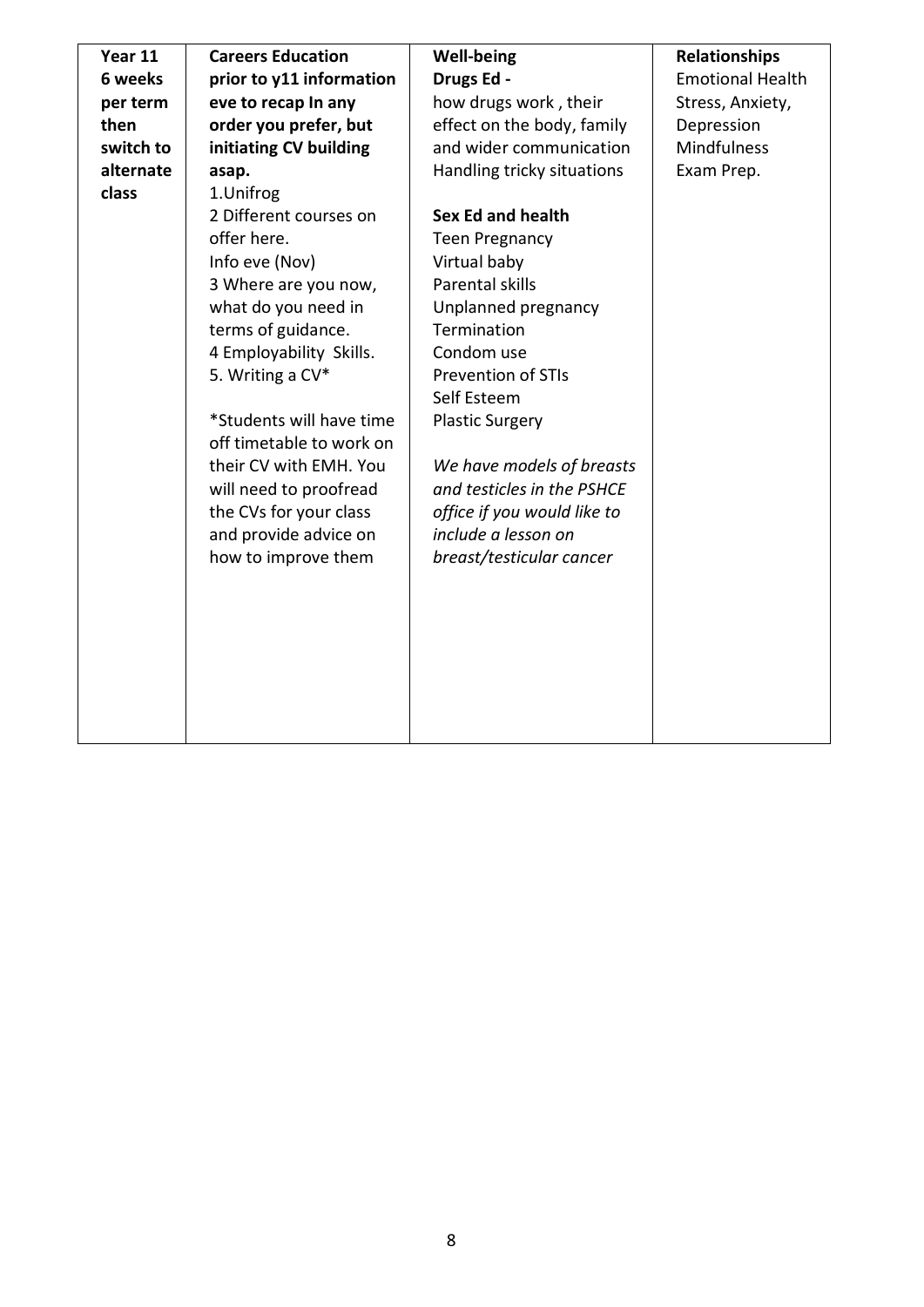| **Year 11 6 weeks per term then switch to alternate class** | **Careers Education prior to y11 information eve to recap In any order you prefer, but initiating CV building asap.**<br>1.Unifrog<br>2 Different courses on offer here.<br>Info eve (Nov)<br>3 Where are you now, what do you need in terms of guidance.<br>4 Employability Skills.<br>5. Writing a CV*<br><br>*Students will have time off timetable to work on their CV with EMH. You will need to proofread the CVs for your class and provide advice on how to improve them | **Well-being**<br>**Drugs Ed -**<br>how drugs work , their effect on the body, family and wider communication<br>Handling tricky situations<br><br>**Sex Ed and health**<br>Teen Pregnancy<br>Virtual baby<br>Parental skills<br>Unplanned pregnancy<br>Termination<br>Condom use<br>Prevention of STIs<br>Self Esteem<br>Plastic Surgery<br><br>*We have models of breasts and testicles in the PSHCE office if you would like to include a lesson on breast/testicular cancer* | **Relationships**<br>Emotional Health<br>Stress, Anxiety, Depression<br>Mindfulness<br>Exam Prep. |
|---|---|---|---|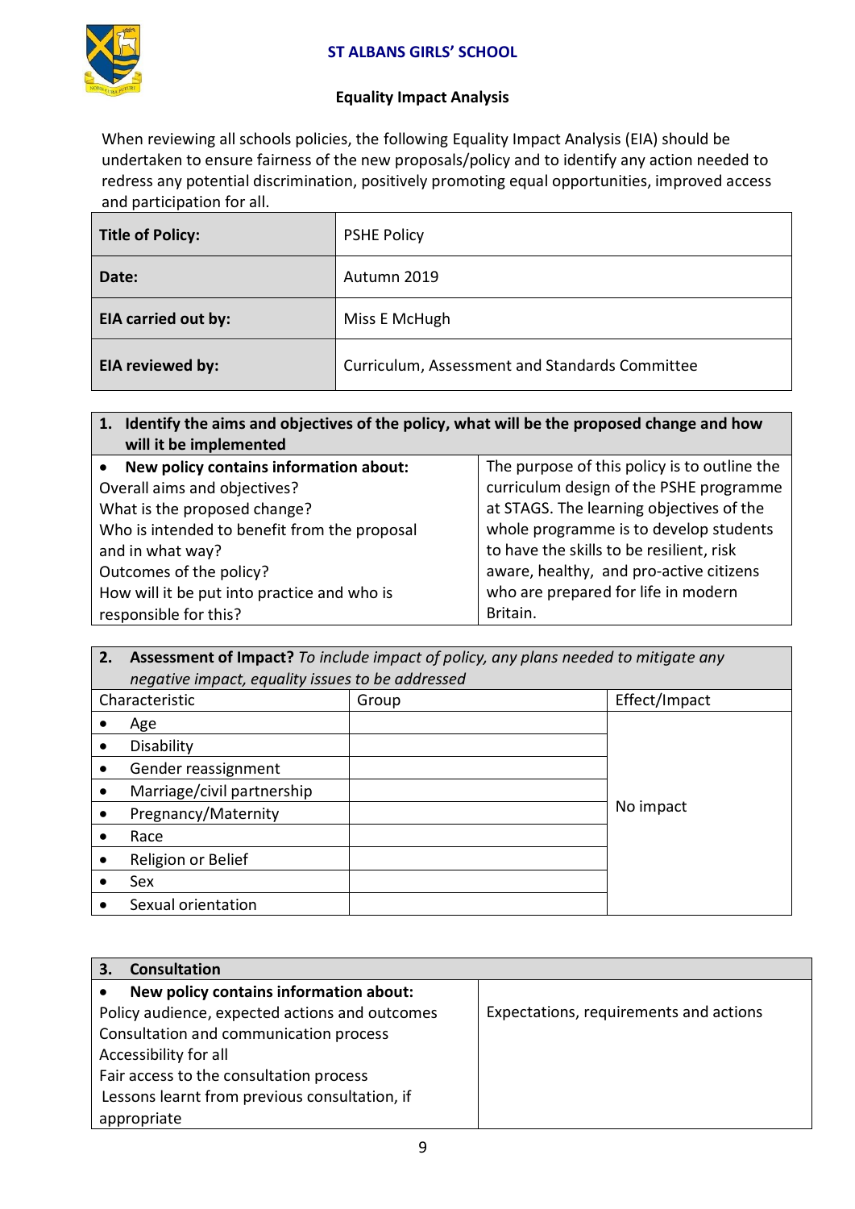**ST ALBANS GIRLS' SCHOOL**

**Equality Impact Analysis**

When reviewing all schools policies, the following Equality Impact Analysis (EIA) should be undertaken to ensure fairness of the new proposals/policy and to identify any action needed to redress any potential discrimination, positively promoting equal opportunities, improved access and participation for all.

| **Title of Policy:** | PSHE Policy |
|---|---|
| **Date:** | Autumn 2019 |
| **EIA carried out by:** | Miss E McHugh |
| **EIA reviewed by:** | Curriculum, Assessment and Standards Committee |

| **1. Identify the aims and objectives of the policy, what will be the proposed change and how will it be implemented** | |
|---|---|
| • **New policy contains information about:**<br>Overall aims and objectives?<br>What is the proposed change?<br>Who is intended to benefit from the proposal and in what way?<br>Outcomes of the policy?<br>How will it be put into practice and who is responsible for this? | The purpose of this policy is to outline the curriculum design of the PSHE programme at STAGS. The learning objectives of the whole programme is to develop students to have the skills to be resilient, risk aware, healthy, and pro-active citizens who are prepared for life in modern Britain. |

| **2. Assessment of Impact?** *To include impact of policy, any plans needed to mitigate any negative impact, equality issues to be addressed* | | |
|---|---|---|
| Characteristic | Group | Effect/Impact |
| • Age | | No impact |
| • Disability | | |
| • Gender reassignment | | |
| • Marriage/civil partnership | | |
| • Pregnancy/Maternity | | |
| • Race | | |
| • Religion or Belief | | |
| • Sex | | |
| • Sexual orientation | | |

| **3. Consultation** | |
|---|---|
| • **New policy contains information about:**<br>Policy audience, expected actions and outcomes<br>Consultation and communication process<br>Accessibility for all<br>Fair access to the consultation process<br>Lessons learnt from previous consultation, if appropriate | Expectations, requirements and actions |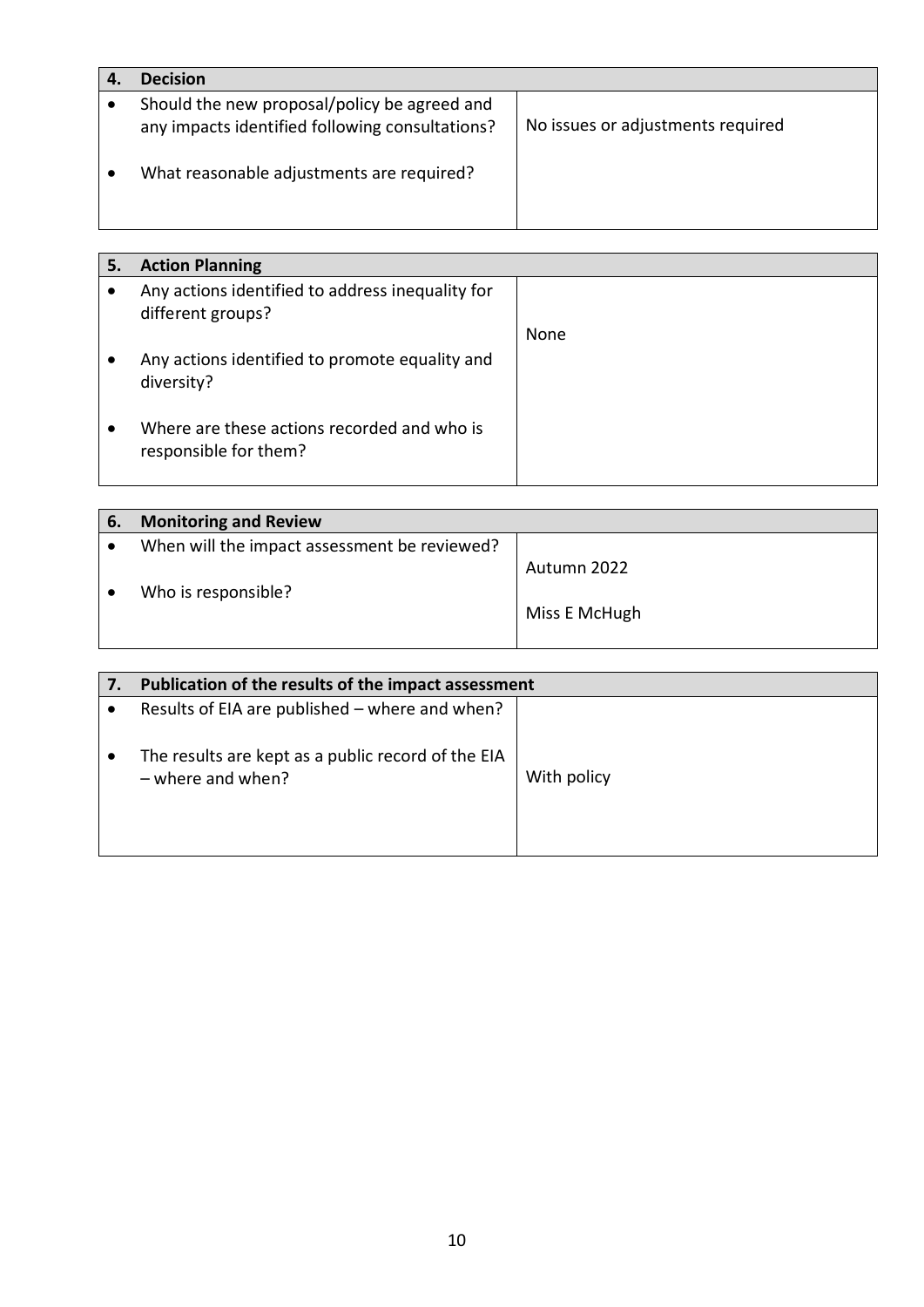| 4. | Decision | |
|---|---|---|
| • | Should the new proposal/policy be agreed and any impacts identified following consultations?<br><br>• What reasonable adjustments are required? | No issues or adjustments required |

| 5. | Action Planning | |
|---|---|---|
| • | Any actions identified to address inequality for different groups?<br><br>• Any actions identified to promote equality and diversity?<br><br>• Where are these actions recorded and who is responsible for them? | None |

| 6. | Monitoring and Review | |
|---|---|---|
| • | When will the impact assessment be reviewed?<br><br>• Who is responsible? | Autumn 2022<br><br>Miss E McHugh |

| 7. | Publication of the results of the impact assessment | |
|---|---|---|
| • | Results of EIA are published – where and when?<br><br>• The results are kept as a public record of the EIA – where and when? | With policy |